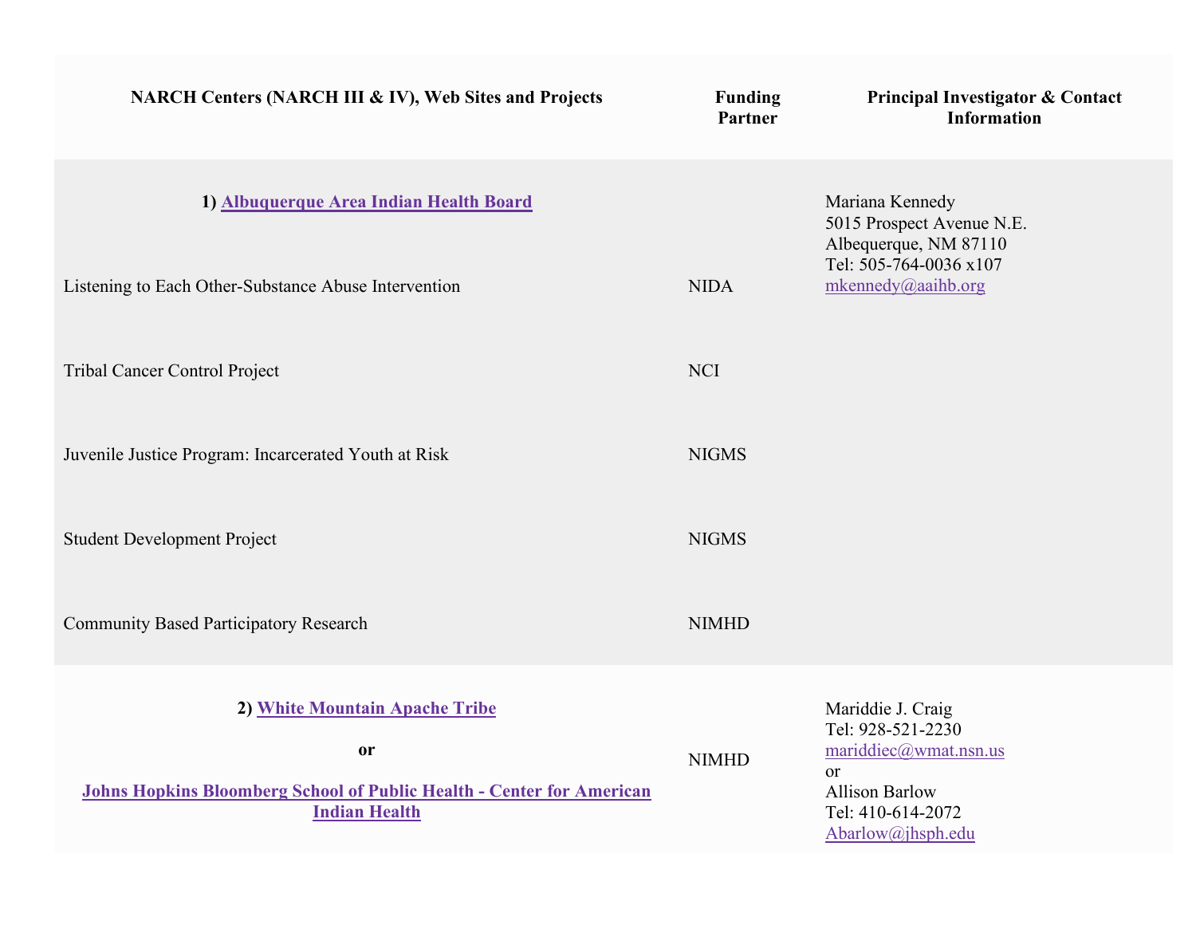| NARCH Centers (NARCH III & IV), Web Sites and Projects | Funding Partner | Principal Investigator & Contact Information |
|---|---|---|
| **1) Albuquerque Area Indian Health Board** | | Mariana Kennedy<br>5015 Prospect Avenue N.E.<br>Albequerque, NM 87110<br>Tel: 505-764-0036 x107<br>mkennedy@aaihb.org |
| Listening to Each Other-Substance Abuse Intervention | NIDA | |
| Tribal Cancer Control Project | NCI | |
| Juvenile Justice Program: Incarcerated Youth at Risk | NIGMS | |
| Student Development Project | NIGMS | |
| Community Based Participatory Research | NIMHD | |
| **2) White Mountain Apache Tribe**<br>**or**<br>**Johns Hopkins Bloomberg School of Public Health - Center for American Indian Health** | NIMHD | Mariddie J. Craig<br>Tel: 928-521-2230<br>mariddiec@wmat.nsn.us<br>or<br>Allison Barlow<br>Tel: 410-614-2072<br>Abarlow@jhsph.edu |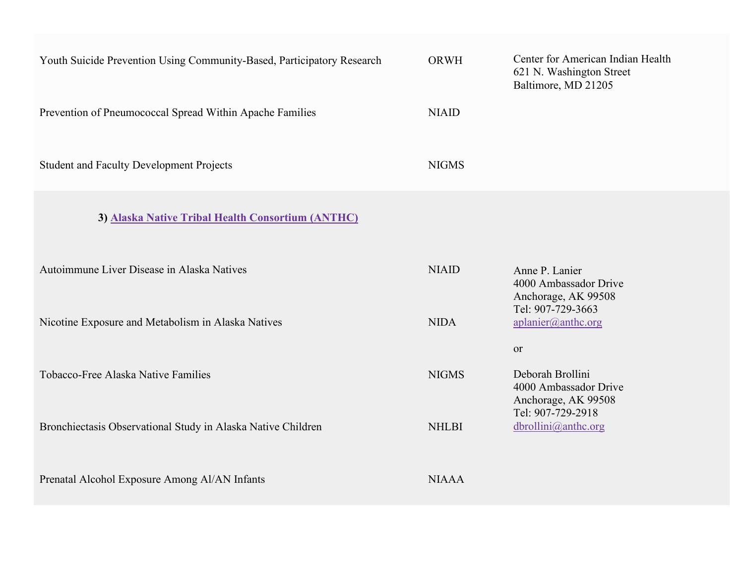| | | |
|---|---|---|
| Youth Suicide Prevention Using Community-Based, Participatory Research | ORWH | Center for American Indian Health<br>621 N. Washington Street<br>Baltimore, MD 21205 |
| Prevention of Pneumococcal Spread Within Apache Families | NIAID | |
| Student and Faculty Development Projects | NIGMS | |

**3) Alaska Native Tribal Health Consortium (ANTHC)**

| | | |
|---|---|---|
| Autoimmune Liver Disease in Alaska Natives | NIAID | Anne P. Lanier<br>4000 Ambassador Drive<br>Anchorage, AK 99508<br>Tel: 907-729-3663<br>aplanier@anthc.org<br><br>or<br><br>Deborah Brollini<br>4000 Ambassador Drive<br>Anchorage, AK 99508<br>Tel: 907-729-2918<br>dbrollini@anthc.org |
| Nicotine Exposure and Metabolism in Alaska Natives | NIDA | |
| Tobacco-Free Alaska Native Families | NIGMS | |
| Bronchiectasis Observational Study in Alaska Native Children | NHLBI | |
| Prenatal Alcohol Exposure Among AI/AN Infants | NIAAA | |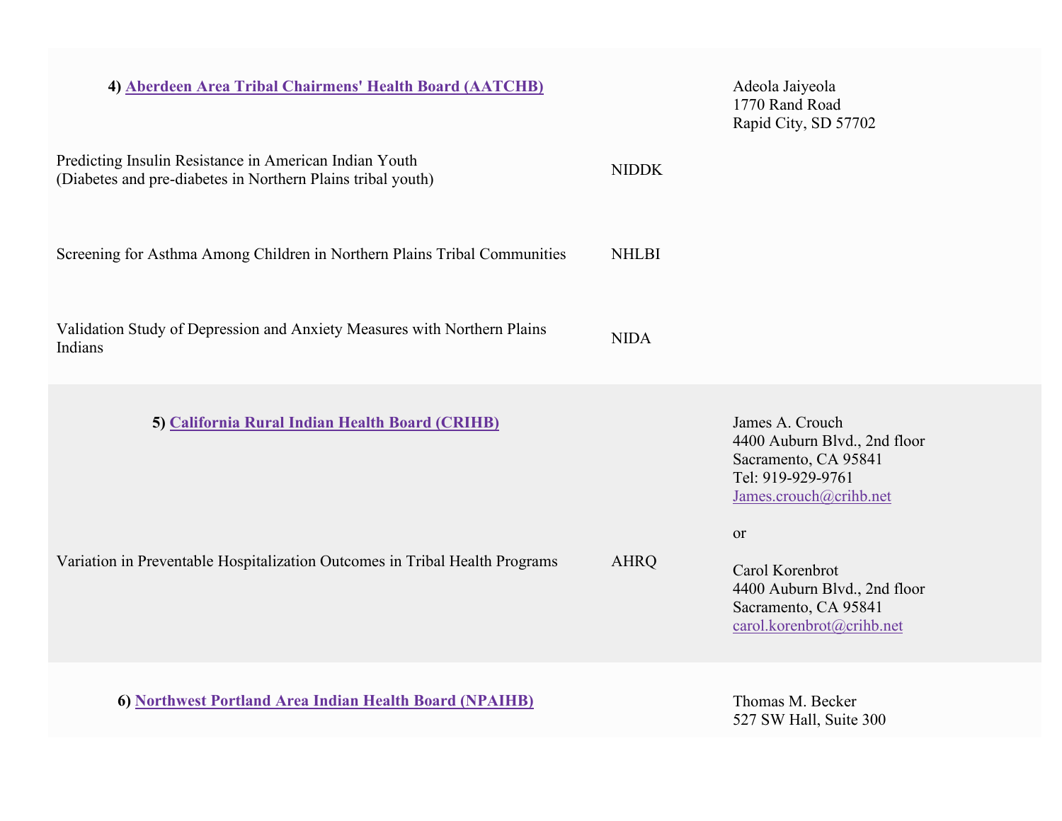| | | |
|---|---|---|
| **4) Aberdeen Area Tribal Chairmens' Health Board (AATCHB)** | | Adeola Jaiyeola<br>1770 Rand Road<br>Rapid City, SD 57702 |
| Predicting Insulin Resistance in American Indian Youth<br>(Diabetes and pre-diabetes in Northern Plains tribal youth) | NIDDK | |
| Screening for Asthma Among Children in Northern Plains Tribal Communities | NHLBI | |
| Validation Study of Depression and Anxiety Measures with Northern Plains Indians | NIDA | |
| **5) California Rural Indian Health Board (CRIHB)** | | James A. Crouch<br>4400 Auburn Blvd., 2nd floor<br>Sacramento, CA 95841<br>Tel: 919-929-9761<br>James.crouch@crihb.net<br><br>or<br><br>Carol Korenbrot<br>4400 Auburn Blvd., 2nd floor<br>Sacramento, CA 95841<br>carol.korenbrot@crihb.net |
| Variation in Preventable Hospitalization Outcomes in Tribal Health Programs | AHRQ | |
| **6) Northwest Portland Area Indian Health Board (NPAIHB)** | | Thomas M. Becker<br>527 SW Hall, Suite 300 |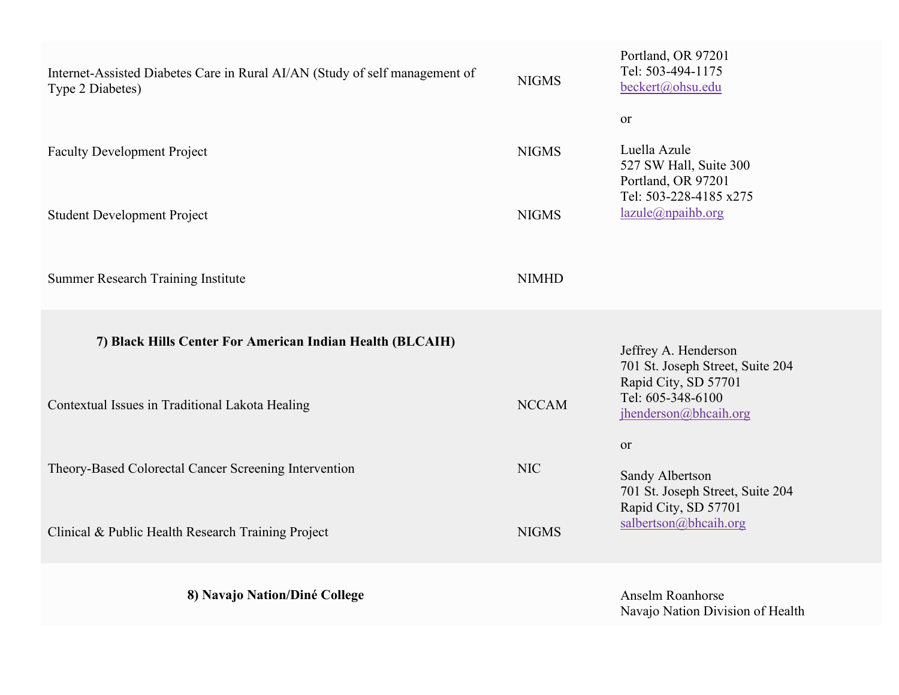| | | |
|---|---|---|
| Internet-Assisted Diabetes Care in Rural AI/AN (Study of self management of Type 2 Diabetes) | NIGMS | Portland, OR 97201<br>Tel: 503-494-1175<br>beckert@ohsu.edu<br><br>or<br><br>Luella Azule<br>527 SW Hall, Suite 300<br>Portland, OR 97201<br>Tel: 503-228-4185 x275<br>lazule@npaihb.org |
| Faculty Development Project | NIGMS | |
| Student Development Project | NIGMS | |
| Summer Research Training Institute | NIMHD | |
| **7) Black Hills Center For American Indian Health (BLCAIH)** | | Jeffrey A. Henderson<br>701 St. Joseph Street, Suite 204<br>Rapid City, SD 57701<br>Tel: 605-348-6100<br>jhenderson@bhcaih.org<br><br>or<br><br>Sandy Albertson<br>701 St. Joseph Street, Suite 204<br>Rapid City, SD 57701<br>salbertson@bhcaih.org |
| Contextual Issues in Traditional Lakota Healing | NCCAM | |
| Theory-Based Colorectal Cancer Screening Intervention | NIC | |
| Clinical & Public Health Research Training Project | NIGMS | |
| **8) Navajo Nation/Diné College** | | Anselm Roanhorse<br>Navajo Nation Division of Health |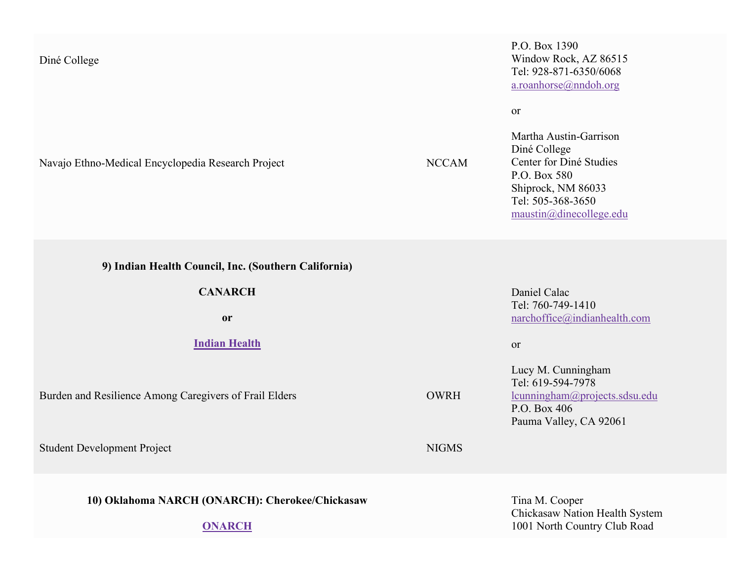| | | |
|---|---|---|
| Diné College | | P.O. Box 1390<br>Window Rock, AZ 86515<br>Tel: 928-871-6350/6068<br>a.roanhorse@nndoh.org<br><br>or<br><br>Martha Austin-Garrison<br>Diné College<br>Center for Diné Studies<br>P.O. Box 580<br>Shiprock, NM 86033<br>Tel: 505-368-3650<br>maustin@dinecollege.edu |
| Navajo Ethno-Medical Encyclopedia Research Project | NCCAM | |
| **9) Indian Health Council, Inc. (Southern California)**<br><br>**CANARCH**<br><br>**or**<br><br>**Indian Health** | | Daniel Calac<br>Tel: 760-749-1410<br>narchoffice@indianhealth.com<br><br>or<br><br>Lucy M. Cunningham<br>Tel: 619-594-7978<br>lcunningham@projects.sdsu.edu<br>P.O. Box 406<br>Pauma Valley, CA 92061 |
| Burden and Resilience Among Caregivers of Frail Elders | OWRH | |
| Student Development Project | NIGMS | |
| **10) Oklahoma NARCH (ONARCH): Cherokee/Chickasaw**<br><br>**ONARCH** | | Tina M. Cooper<br>Chickasaw Nation Health System<br>1001 North Country Club Road |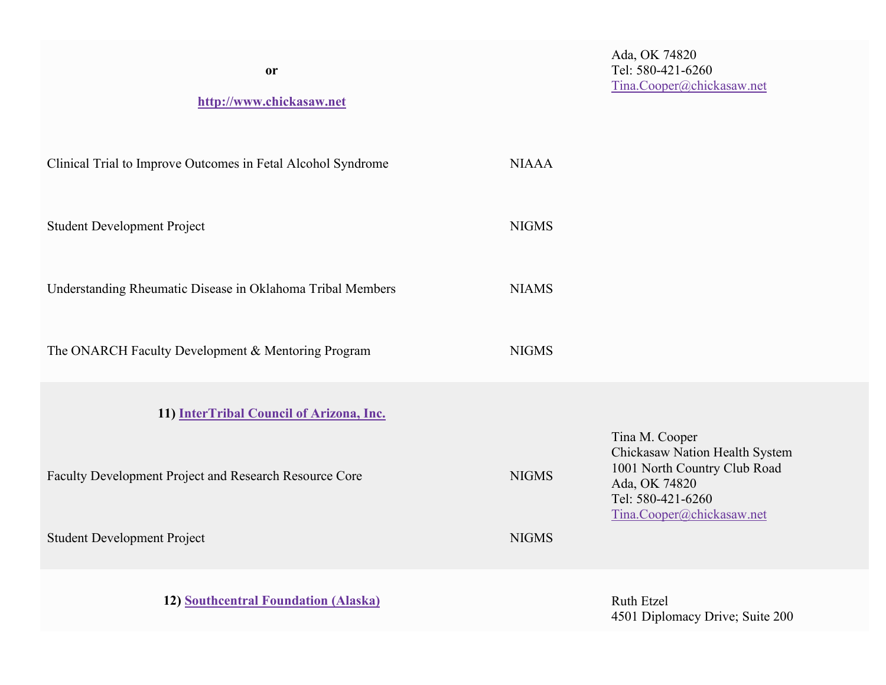| | | |
|---|---|---|
| **or**<br><br>**http://www.chickasaw.net** | | Ada, OK 74820<br>Tel: 580-421-6260<br>Tina.Cooper@chickasaw.net |
| Clinical Trial to Improve Outcomes in Fetal Alcohol Syndrome | NIAAA | |
| Student Development Project | NIGMS | |
| Understanding Rheumatic Disease in Oklahoma Tribal Members | NIAMS | |
| The ONARCH Faculty Development & Mentoring Program | NIGMS | |
| **11) InterTribal Council of Arizona, Inc.** | | Tina M. Cooper<br>Chickasaw Nation Health System<br>1001 North Country Club Road<br>Ada, OK 74820<br>Tel: 580-421-6260<br>Tina.Cooper@chickasaw.net |
| Faculty Development Project and Research Resource Core | NIGMS | |
| Student Development Project | NIGMS | |
| **12) Southcentral Foundation (Alaska)** | | Ruth Etzel<br>4501 Diplomacy Drive; Suite 200 |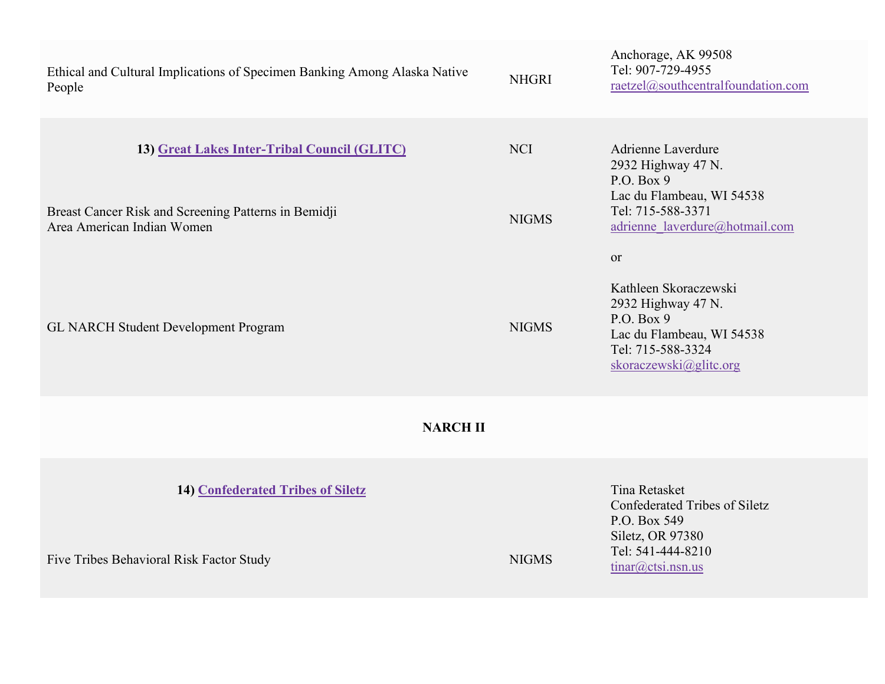| | | |
|---|---|---|
| Ethical and Cultural Implications of Specimen Banking Among Alaska Native People | NHGRI | Anchorage, AK 99508<br>Tel: 907-729-4955<br>raetzel@southcentralfoundation.com |
| **13) Great Lakes Inter-Tribal Council (GLITC)** | NCI | Adrienne Laverdure<br>2932 Highway 47 N.<br>P.O. Box 9<br>Lac du Flambeau, WI 54538<br>Tel: 715-588-3371<br>adrienne_laverdure@hotmail.com<br><br>or<br><br>Kathleen Skoraczewski<br>2932 Highway 47 N.<br>P.O. Box 9<br>Lac du Flambeau, WI 54538<br>Tel: 715-588-3324<br>skoraczewski@glitc.org |
| Breast Cancer Risk and Screening Patterns in Bemidji Area American Indian Women | NIGMS | |
| GL NARCH Student Development Program | NIGMS | |
| **NARCH II** | | |
| **14) Confederated Tribes of Siletz** | | Tina Retasket<br>Confederated Tribes of Siletz<br>P.O. Box 549<br>Siletz, OR 97380<br>Tel: 541-444-8210<br>tinar@ctsi.nsn.us |
| Five Tribes Behavioral Risk Factor Study | NIGMS | |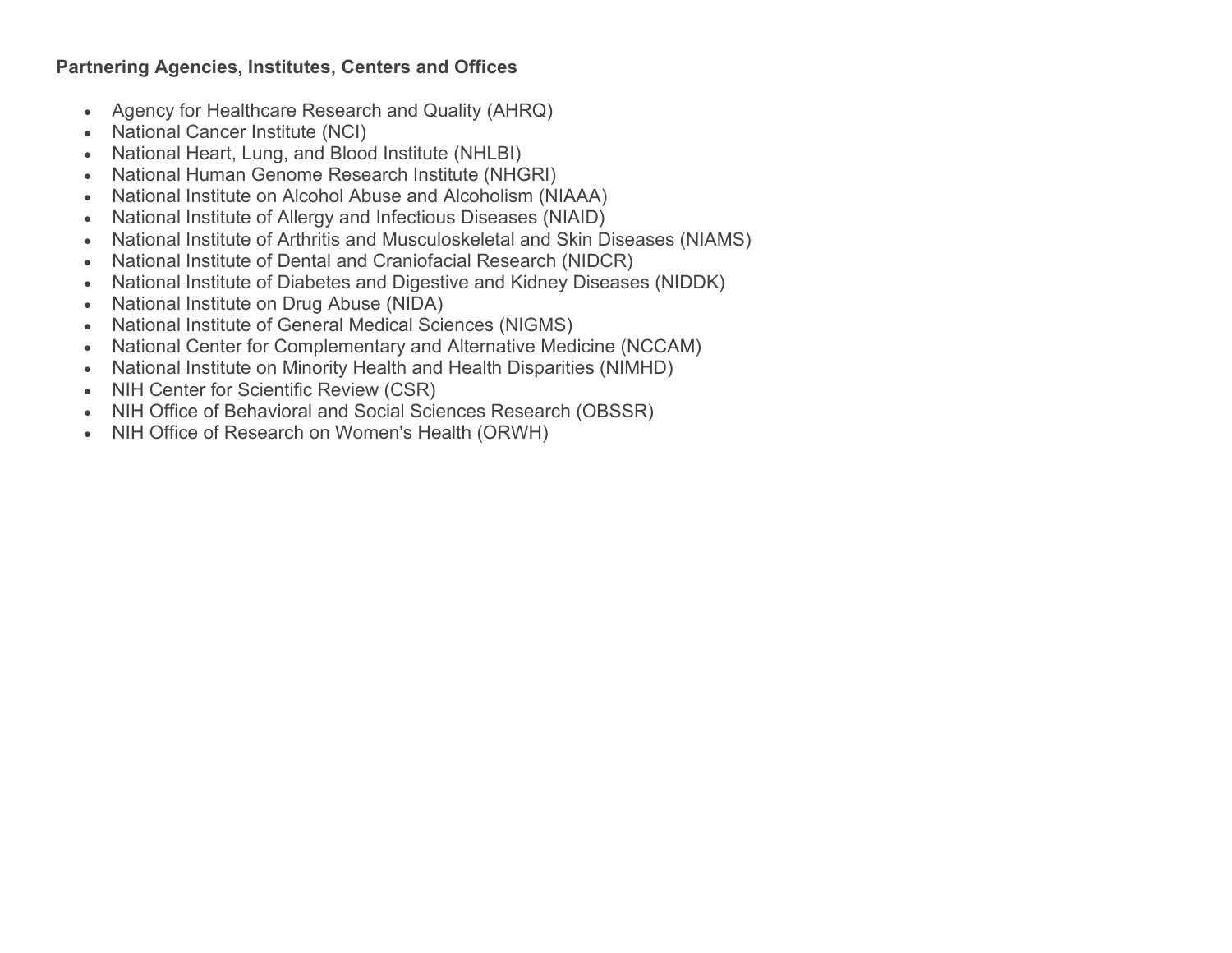**Partnering Agencies, Institutes, Centers and Offices**

- Agency for Healthcare Research and Quality (AHRQ)
- National Cancer Institute (NCI)
- National Heart, Lung, and Blood Institute (NHLBI)
- National Human Genome Research Institute (NHGRI)
- National Institute on Alcohol Abuse and Alcoholism (NIAAA)
- National Institute of Allergy and Infectious Diseases (NIAID)
- National Institute of Arthritis and Musculoskeletal and Skin Diseases (NIAMS)
- National Institute of Dental and Craniofacial Research (NIDCR)
- National Institute of Diabetes and Digestive and Kidney Diseases (NIDDK)
- National Institute on Drug Abuse (NIDA)
- National Institute of General Medical Sciences (NIGMS)
- National Center for Complementary and Alternative Medicine (NCCAM)
- National Institute on Minority Health and Health Disparities (NIMHD)
- NIH Center for Scientific Review (CSR)
- NIH Office of Behavioral and Social Sciences Research (OBSSR)
- NIH Office of Research on Women's Health (ORWH)